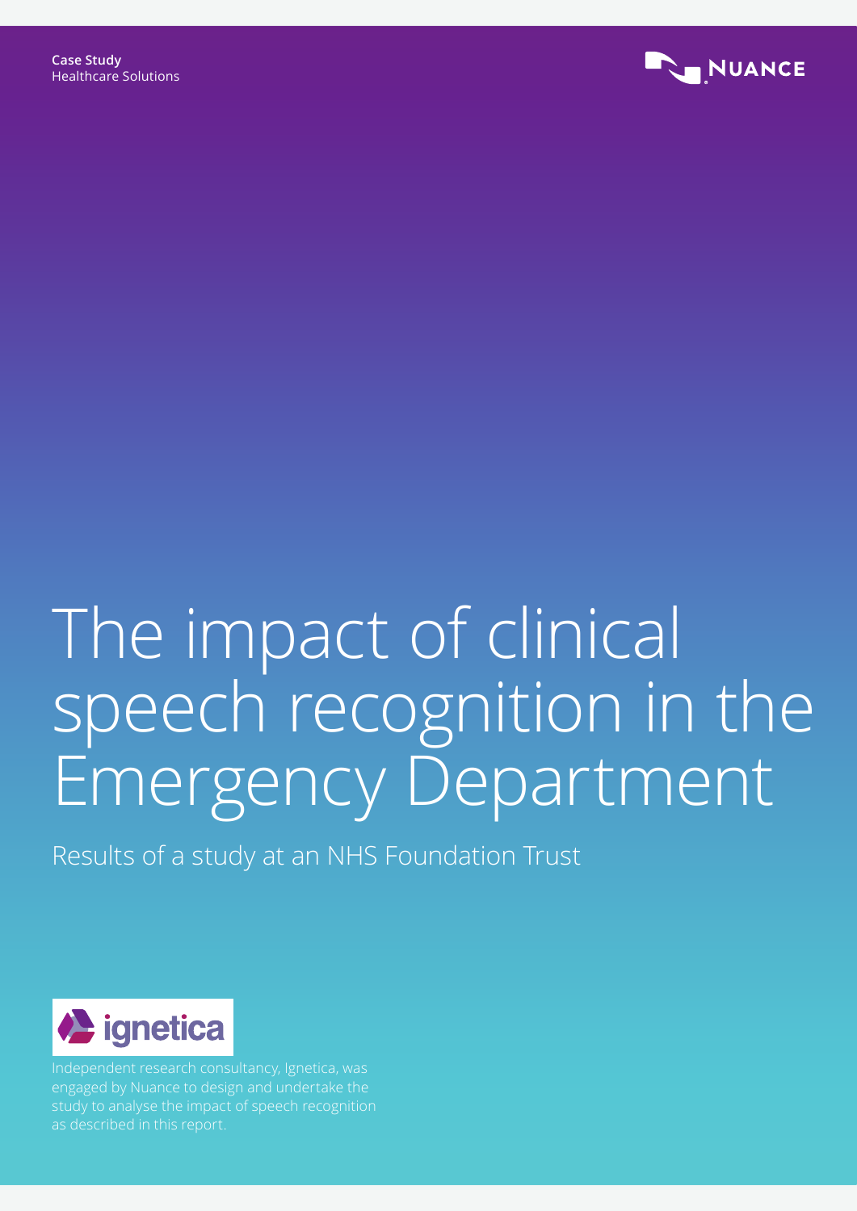**Case Study**
Healthcare Solutions

NUANCE

# The impact of clinical speech recognition in the Emergency Department

## Results of a study at an NHS Foundation Trust

ignetica

Independent research consultancy, Ignetica, was engaged by Nuance to design and undertake the study to analyse the impact of speech recognition as described in this report.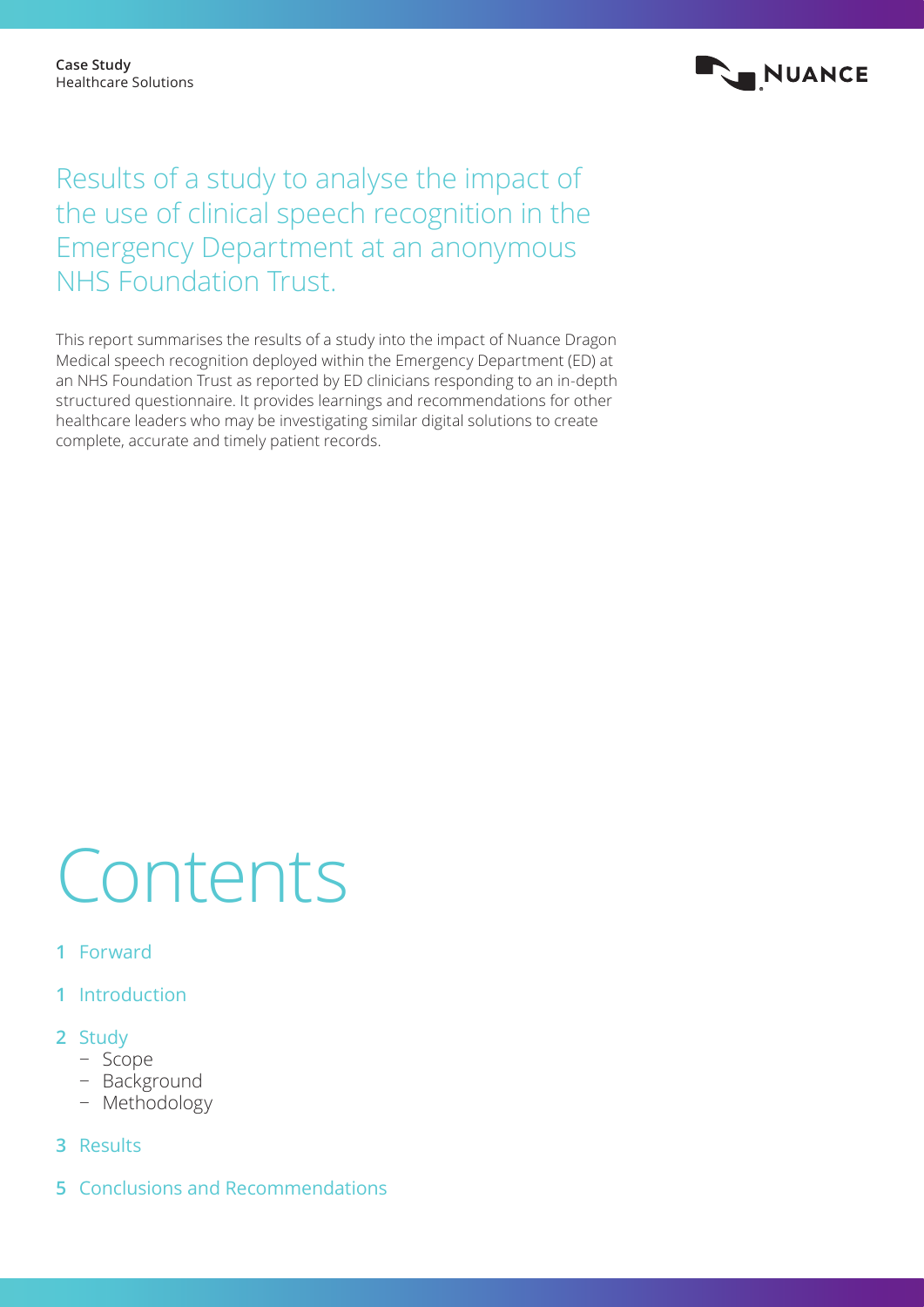Case Study
Healthcare Solutions

# Results of a study to analyse the impact of the use of clinical speech recognition in the Emergency Department at an anonymous NHS Foundation Trust.

This report summarises the results of a study into the impact of Nuance Dragon Medical speech recognition deployed within the Emergency Department (ED) at an NHS Foundation Trust as reported by ED clinicians responding to an in-depth structured questionnaire. It provides learnings and recommendations for other healthcare leaders who may be investigating similar digital solutions to create complete, accurate and timely patient records.

# Contents

- **1** Forward
- **1** Introduction
- **2** Study
  - Scope
  - Background
  - Methodology
- **3** Results
- **5** Conclusions and Recommendations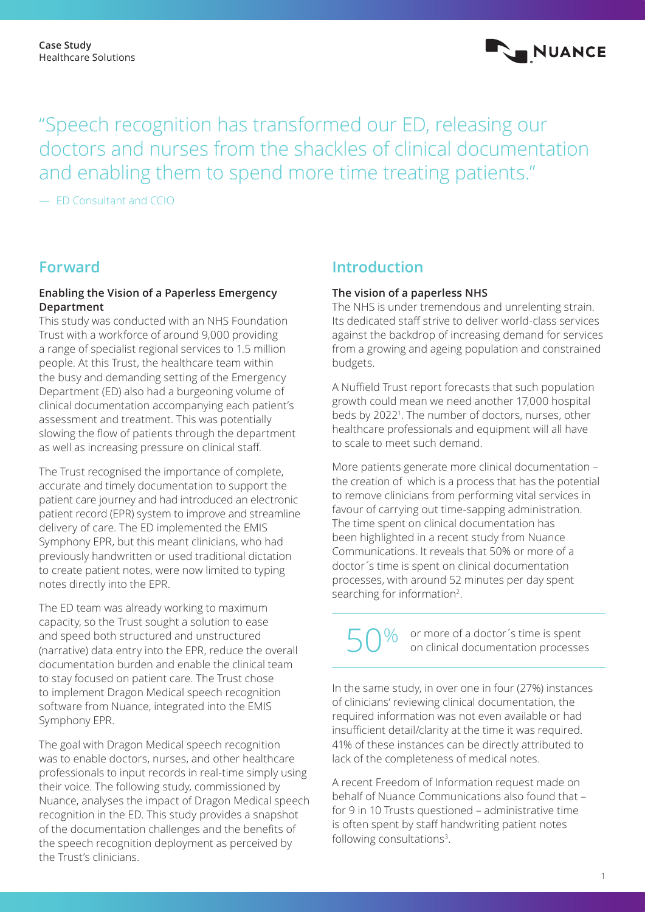Case Study
Healthcare Solutions

> "Speech recognition has transformed our ED, releasing our doctors and nurses from the shackles of clinical documentation and enabling them to spend more time treating patients."
>
> — ED Consultant and CCIO

## Forward

### Enabling the Vision of a Paperless Emergency Department

This study was conducted with an NHS Foundation Trust with a workforce of around 9,000 providing a range of specialist regional services to 1.5 million people. At this Trust, the healthcare team within the busy and demanding setting of the Emergency Department (ED) also had a burgeoning volume of clinical documentation accompanying each patient's assessment and treatment. This was potentially slowing the flow of patients through the department as well as increasing pressure on clinical staff.

The Trust recognised the importance of complete, accurate and timely documentation to support the patient care journey and had introduced an electronic patient record (EPR) system to improve and streamline delivery of care. The ED implemented the EMIS Symphony EPR, but this meant clinicians, who had previously handwritten or used traditional dictation to create patient notes, were now limited to typing notes directly into the EPR.

The ED team was already working to maximum capacity, so the Trust sought a solution to ease and speed both structured and unstructured (narrative) data entry into the EPR, reduce the overall documentation burden and enable the clinical team to stay focused on patient care. The Trust chose to implement Dragon Medical speech recognition software from Nuance, integrated into the EMIS Symphony EPR.

The goal with Dragon Medical speech recognition was to enable doctors, nurses, and other healthcare professionals to input records in real-time simply using their voice. The following study, commissioned by Nuance, analyses the impact of Dragon Medical speech recognition in the ED. This study provides a snapshot of the documentation challenges and the benefits of the speech recognition deployment as perceived by the Trust's clinicians.

## Introduction

### The vision of a paperless NHS

The NHS is under tremendous and unrelenting strain. Its dedicated staff strive to deliver world-class services against the backdrop of increasing demand for services from a growing and ageing population and constrained budgets.

A Nuffield Trust report forecasts that such population growth could mean we need another 17,000 hospital beds by 2022[1]. The number of doctors, nurses, other healthcare professionals and equipment will all have to scale to meet such demand.

More patients generate more clinical documentation – the creation of which is a process that has the potential to remove clinicians from performing vital services in favour of carrying out time-sapping administration. The time spent on clinical documentation has been highlighted in a recent study from Nuance Communications. It reveals that 50% or more of a doctor´s time is spent on clinical documentation processes, with around 52 minutes per day spent searching for information[2].

---

**50%** or more of a doctor´s time is spent on clinical documentation processes

---

In the same study, in over one in four (27%) instances of clinicians' reviewing clinical documentation, the required information was not even available or had insufficient detail/clarity at the time it was required. 41% of these instances can be directly attributed to lack of the completeness of medical notes.

A recent Freedom of Information request made on behalf of Nuance Communications also found that – for 9 in 10 Trusts questioned – administrative time is often spent by staff handwriting patient notes following consultations[3].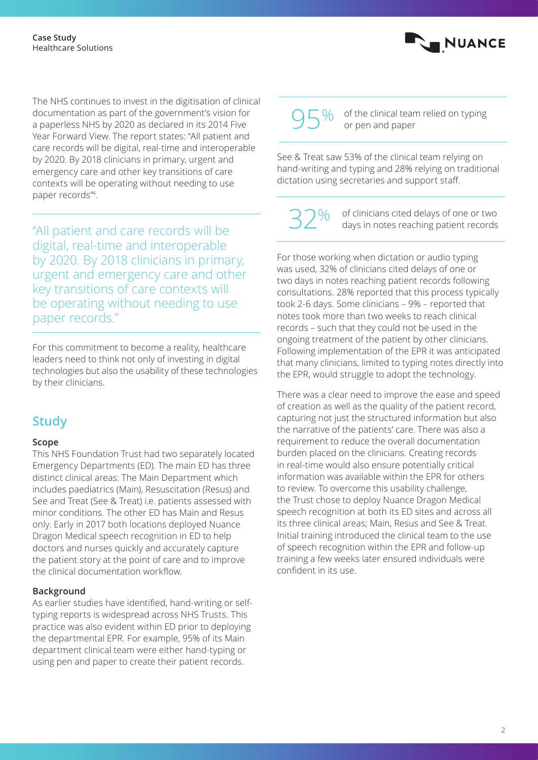The NHS continues to invest in the digitisation of clinical documentation as part of the government's vision for a paperless NHS by 2020 as declared in its 2014 Five Year Forward View. The report states: "All patient and care records will be digital, real-time and interoperable by 2020. By 2018 clinicians in primary, urgent and emergency care and other key transitions of care contexts will be operating without needing to use paper records"[4].

> "All patient and care records will be digital, real-time and interoperable by 2020. By 2018 clinicians in primary, urgent and emergency care and other key transitions of care contexts will be operating without needing to use paper records."

For this commitment to become a reality, healthcare leaders need to think not only of investing in digital technologies but also the usability of these technologies by their clinicians.

## Study

### Scope

This NHS Foundation Trust had two separately located Emergency Departments (ED). The main ED has three distinct clinical areas: The Main Department which includes paediatrics (Main), Resuscitation (Resus) and See and Treat (See & Treat) i.e. patients assessed with minor conditions. The other ED has Main and Resus only. Early in 2017 both locations deployed Nuance Dragon Medical speech recognition in ED to help doctors and nurses quickly and accurately capture the patient story at the point of care and to improve the clinical documentation workflow.

### Background

As earlier studies have identified, hand-writing or self-typing reports is widespread across NHS Trusts. This practice was also evident within ED prior to deploying the departmental EPR. For example, 95% of its Main department clinical team were either hand-typing or using pen and paper to create their patient records.

**95%** of the clinical team relied on typing or pen and paper

See & Treat saw 53% of the clinical team relying on hand-writing and typing and 28% relying on traditional dictation using secretaries and support staff.

**32%** of clinicians cited delays of one or two days in notes reaching patient records

For those working when dictation or audio typing was used, 32% of clinicians cited delays of one or two days in notes reaching patient records following consultations. 28% reported that this process typically took 2-6 days. Some clinicians – 9% – reported that notes took more than two weeks to reach clinical records – such that they could not be used in the ongoing treatment of the patient by other clinicians. Following implementation of the EPR it was anticipated that many clinicians, limited to typing notes directly into the EPR, would struggle to adopt the technology.

There was a clear need to improve the ease and speed of creation as well as the quality of the patient record, capturing not just the structured information but also the narrative of the patients' care. There was also a requirement to reduce the overall documentation burden placed on the clinicians. Creating records in real-time would also ensure potentially critical information was available within the EPR for others to review. To overcome this usability challenge, the Trust chose to deploy Nuance Dragon Medical speech recognition at both its ED sites and across all its three clinical areas; Main, Resus and See & Treat. Initial training introduced the clinical team to the use of speech recognition within the EPR and follow-up training a few weeks later ensured individuals were confident in its use.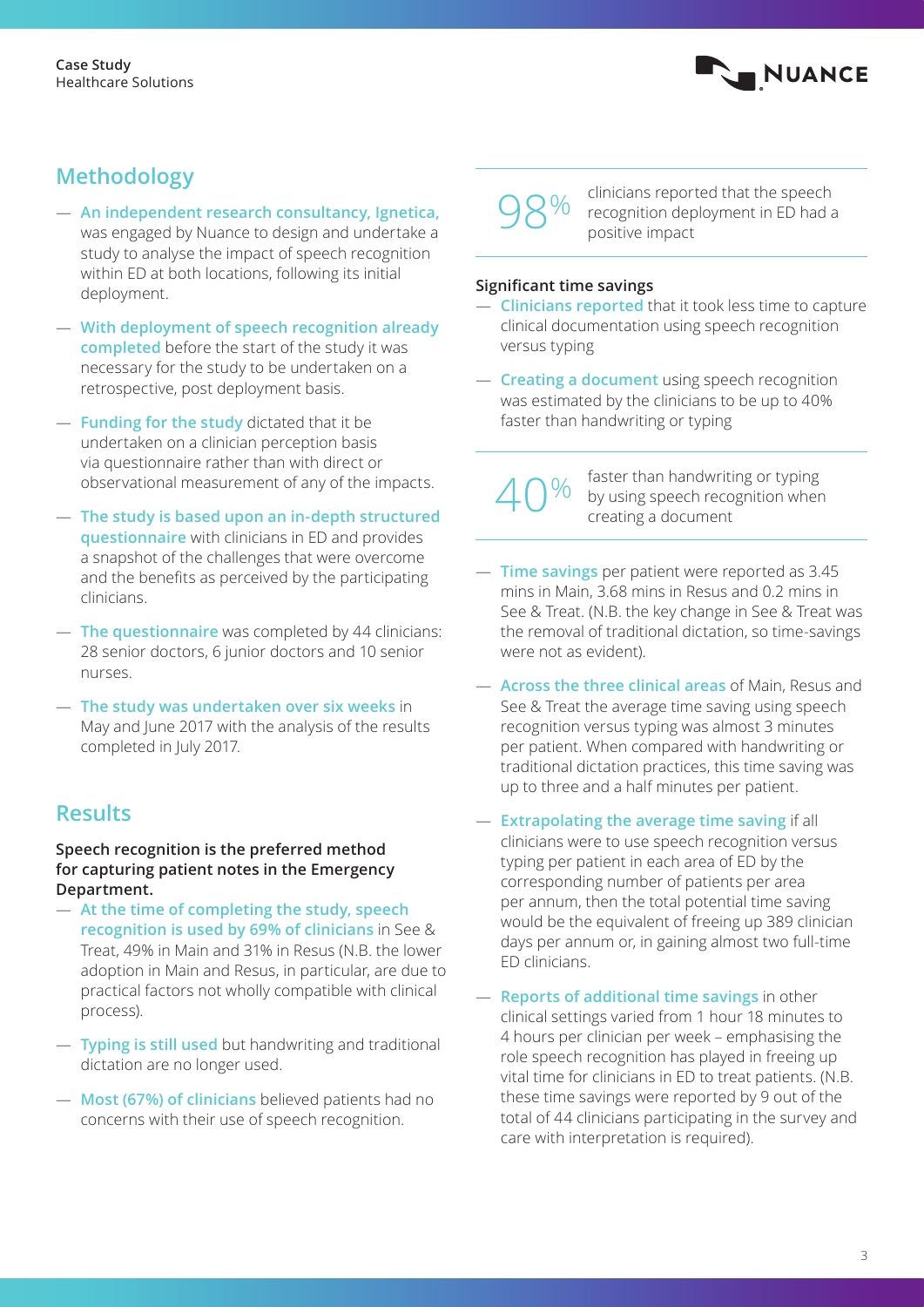## Methodology

- **An independent research consultancy, Ignetica,** was engaged by Nuance to design and undertake a study to analyse the impact of speech recognition within ED at both locations, following its initial deployment.
- **With deployment of speech recognition already completed** before the start of the study it was necessary for the study to be undertaken on a retrospective, post deployment basis.
- **Funding for the study** dictated that it be undertaken on a clinician perception basis via questionnaire rather than with direct or observational measurement of any of the impacts.
- **The study is based upon an in-depth structured questionnaire** with clinicians in ED and provides a snapshot of the challenges that were overcome and the benefits as perceived by the participating clinicians.
- **The questionnaire** was completed by 44 clinicians: 28 senior doctors, 6 junior doctors and 10 senior nurses.
- **The study was undertaken over six weeks** in May and June 2017 with the analysis of the results completed in July 2017.

## Results

**Speech recognition is the preferred method for capturing patient notes in the Emergency Department.**

- **At the time of completing the study, speech recognition is used by 69% of clinicians** in See & Treat, 49% in Main and 31% in Resus (N.B. the lower adoption in Main and Resus, in particular, are due to practical factors not wholly compatible with clinical process).
- **Typing is still used** but handwriting and traditional dictation are no longer used.
- **Most (67%) of clinicians** believed patients had no concerns with their use of speech recognition.

98% clinicians reported that the speech recognition deployment in ED had a positive impact

**Significant time savings**

- **Clinicians reported** that it took less time to capture clinical documentation using speech recognition versus typing
- **Creating a document** using speech recognition was estimated by the clinicians to be up to 40% faster than handwriting or typing

40% faster than handwriting or typing by using speech recognition when creating a document

- **Time savings** per patient were reported as 3.45 mins in Main, 3.68 mins in Resus and 0.2 mins in See & Treat. (N.B. the key change in See & Treat was the removal of traditional dictation, so time-savings were not as evident).
- **Across the three clinical areas** of Main, Resus and See & Treat the average time saving using speech recognition versus typing was almost 3 minutes per patient. When compared with handwriting or traditional dictation practices, this time saving was up to three and a half minutes per patient.
- **Extrapolating the average time saving** if all clinicians were to use speech recognition versus typing per patient in each area of ED by the corresponding number of patients per area per annum, then the total potential time saving would be the equivalent of freeing up 389 clinician days per annum or, in gaining almost two full-time ED clinicians.
- **Reports of additional time savings** in other clinical settings varied from 1 hour 18 minutes to 4 hours per clinician per week – emphasising the role speech recognition has played in freeing up vital time for clinicians in ED to treat patients. (N.B. these time savings were reported by 9 out of the total of 44 clinicians participating in the survey and care with interpretation is required).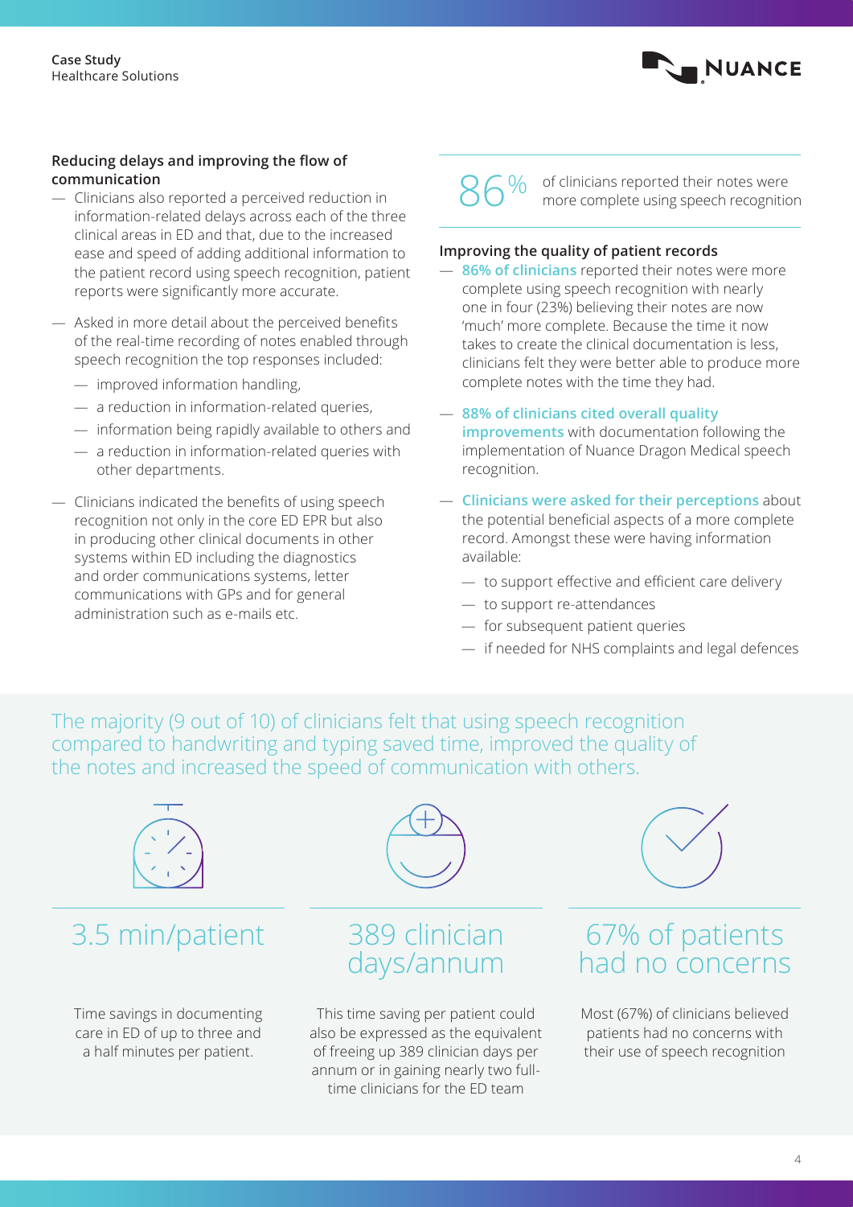### Reducing delays and improving the flow of communication

- Clinicians also reported a perceived reduction in information-related delays across each of the three clinical areas in ED and that, due to the increased ease and speed of adding additional information to the patient record using speech recognition, patient reports were significantly more accurate.
- Asked in more detail about the perceived benefits of the real-time recording of notes enabled through speech recognition the top responses included:
  - improved information handling,
  - a reduction in information-related queries,
  - information being rapidly available to others and
  - a reduction in information-related queries with other departments.
- Clinicians indicated the benefits of using speech recognition not only in the core ED EPR but also in producing other clinical documents in other systems within ED including the diagnostics and order communications systems, letter communications with GPs and for general administration such as e-mails etc.

**86%** of clinicians reported their notes were more complete using speech recognition

### Improving the quality of patient records

- **86% of clinicians** reported their notes were more complete using speech recognition with nearly one in four (23%) believing their notes are now 'much' more complete. Because the time it now takes to create the clinical documentation is less, clinicians felt they were better able to produce more complete notes with the time they had.
- **88% of clinicians cited overall quality improvements** with documentation following the implementation of Nuance Dragon Medical speech recognition.
- **Clinicians were asked for their perceptions** about the potential beneficial aspects of a more complete record. Amongst these were having information available:
  - to support effective and efficient care delivery
  - to support re-attendances
  - for subsequent patient queries
  - if needed for NHS complaints and legal defences

The majority (9 out of 10) of clinicians felt that using speech recognition compared to handwriting and typing saved time, improved the quality of the notes and increased the speed of communication with others.

**3.5 min/patient**

Time savings in documenting care in ED of up to three and a half minutes per patient.

**389 clinician days/annum**

This time saving per patient could also be expressed as the equivalent of freeing up 389 clinician days per annum or in gaining nearly two full-time clinicians for the ED team

**67% of patients had no concerns**

Most (67%) of clinicians believed patients had no concerns with their use of speech recognition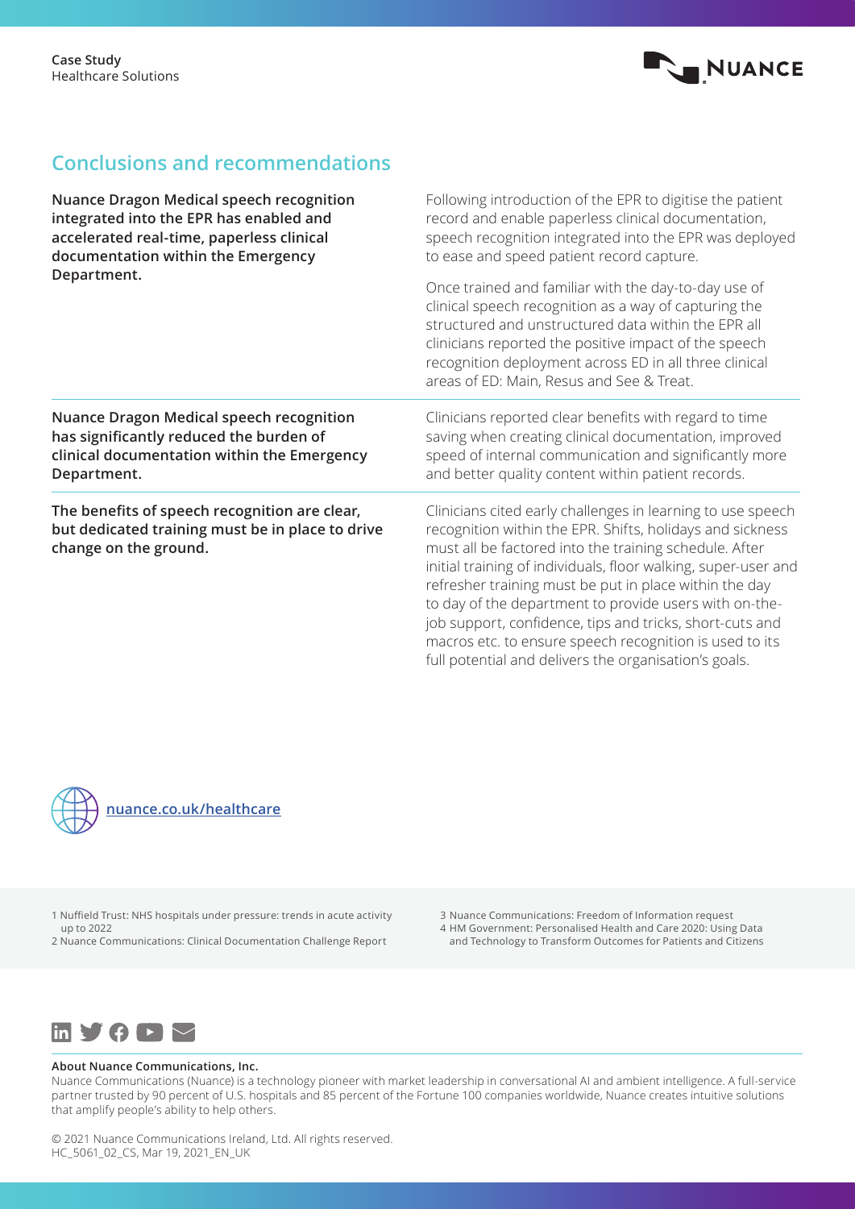## Conclusions and recommendations

**Nuance Dragon Medical speech recognition integrated into the EPR has enabled and accelerated real-time, paperless clinical documentation within the Emergency Department.**

Following introduction of the EPR to digitise the patient record and enable paperless clinical documentation, speech recognition integrated into the EPR was deployed to ease and speed patient record capture.

Once trained and familiar with the day-to-day use of clinical speech recognition as a way of capturing the structured and unstructured data within the EPR all clinicians reported the positive impact of the speech recognition deployment across ED in all three clinical areas of ED: Main, Resus and See & Treat.

**Nuance Dragon Medical speech recognition has significantly reduced the burden of clinical documentation within the Emergency Department.**

Clinicians reported clear benefits with regard to time saving when creating clinical documentation, improved speed of internal communication and significantly more and better quality content within patient records.

**The benefits of speech recognition are clear, but dedicated training must be in place to drive change on the ground.**

Clinicians cited early challenges in learning to use speech recognition within the EPR. Shifts, holidays and sickness must all be factored into the training schedule. After initial training of individuals, floor walking, super-user and refresher training must be put in place within the day to day of the department to provide users with on-the-job support, confidence, tips and tricks, short-cuts and macros etc. to ensure speech recognition is used to its full potential and delivers the organisation's goals.

nuance.co.uk/healthcare

1 Nuffield Trust: NHS hospitals under pressure: trends in acute activity up to 2022
2 Nuance Communications: Clinical Documentation Challenge Report
3 Nuance Communications: Freedom of Information request
4 HM Government: Personalised Health and Care 2020: Using Data and Technology to Transform Outcomes for Patients and Citizens

**About Nuance Communications, Inc.**
Nuance Communications (Nuance) is a technology pioneer with market leadership in conversational AI and ambient intelligence. A full-service partner trusted by 90 percent of U.S. hospitals and 85 percent of the Fortune 100 companies worldwide, Nuance creates intuitive solutions that amplify people's ability to help others.

© 2021 Nuance Communications Ireland, Ltd. All rights reserved.
HC_5061_02_CS, Mar 19, 2021_EN_UK